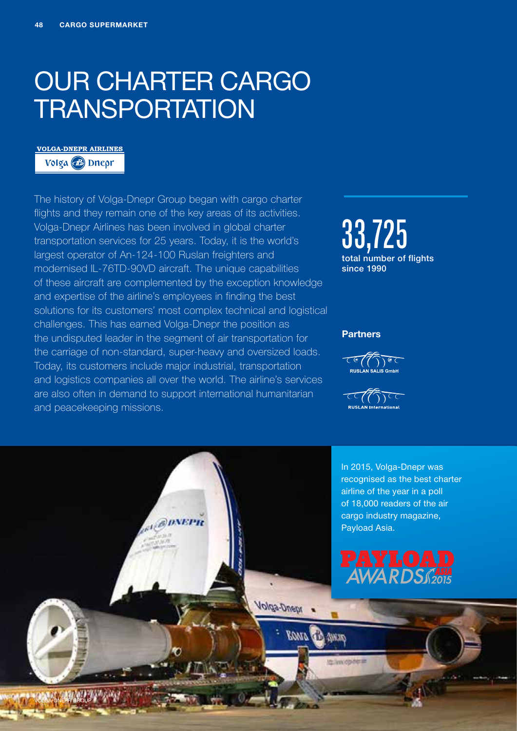# OUR CHARTER CARGO TRANSPORTATION

VOLGA-DNEPR AIRLINES

The history of Volga-Dnepr Group began with cargo charter flights and they remain one of the key areas of its activities. Volga-Dnepr Airlines has been involved in global charter transportation services for 25 years. Today, it is the world's largest operator of An-124-100 Ruslan freighters and modernised IL-76TD-90VD aircraft. The unique capabilities of these aircraft are complemented by the exception knowledge and expertise of the airline's employees in finding the best solutions for its customers' most complex technical and logistical challenges. This has earned Volga-Dnepr the position as the undisputed leader in the segment of air transportation for the carriage of non-standard, super-heavy and oversized loads. Today, its customers include major industrial, transportation and logistics companies all over the world. The airline's services are also often in demand to support international humanitarian and peacekeeping missions.

**33,725**

**total number of flights since 1990**

**Partners**

RUSLAN SALIS GmbH

RUSLAN International

In 2015, Volga-Dnepr was recognised as the best charter airline of the year in a poll of 18,000 readers of the air cargo industry magazine, Payload Asia.

PAYLOAD AWARDS ASIA 2015

VOLGA-DNEPR GROUP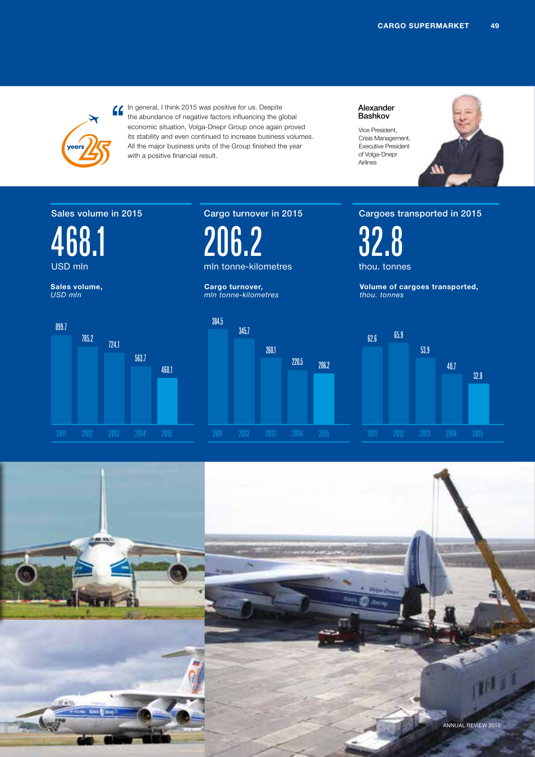> In general, I think 2015 was positive for us. Despite the abundance of negative factors influencing the global economic situation, Volga-Dnepr Group once again proved its stability and even continued to increase business volumes. All the major business units of the Group finished the year with a positive financial result.

**Alexander Bashkov**

Vice President, Crisis Management, Executive President of Volga-Dnepr Airlines

## Sales volume in 2015

**468.1**

USD mln

**Sales volume,** *USD mln*

| Year | Value |
|---|---|
| 2011 | 899.7 |
| 2012 | 785.2 |
| 2013 | 724.1 |
| 2014 | 563.7 |
| 2015 | 468.1 |

## Cargo turnover in 2015

**206.2**

mln tonne-kilometres

**Cargo turnover,** *mln tonne-kilometres*

| Year | Value |
|---|---|
| 2011 | 384.5 |
| 2012 | 345.7 |
| 2013 | 268.1 |
| 2014 | 220.5 |
| 2015 | 206.2 |

## Cargoes transported in 2015

**32.8**

thou. tonnes

**Volume of cargoes transported,** *thou. tonnes*

| Year | Value |
|---|---|
| 2011 | 62.6 |
| 2012 | 65.9 |
| 2013 | 53.9 |
| 2014 | 40.7 |
| 2015 | 32.8 |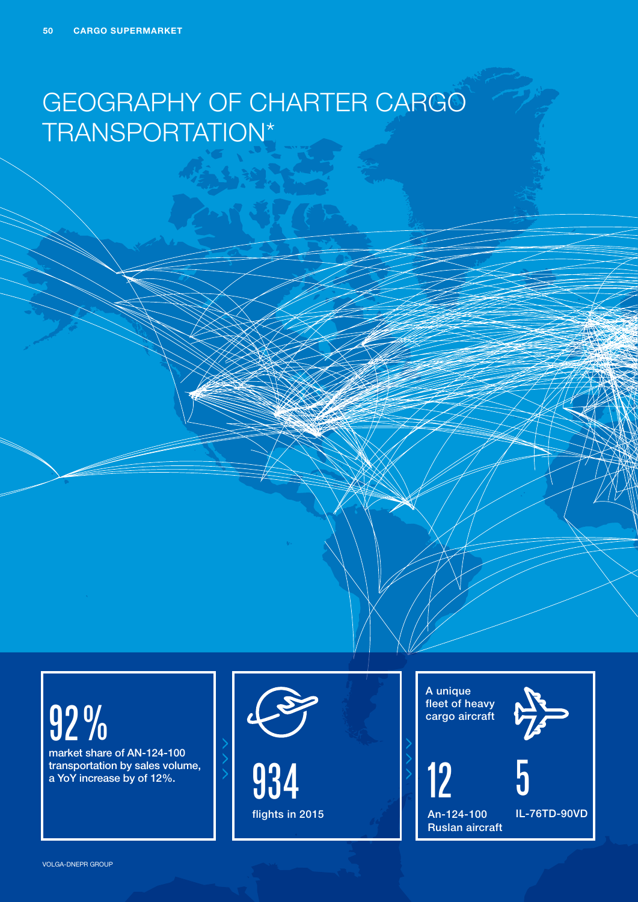# GEOGRAPHY OF CHARTER CARGO TRANSPORTATION*

92 %

market share of AN-124-100 transportation by sales volume, a YoY increase by of 12%.

934

flights in 2015

A unique fleet of heavy cargo aircraft

12

An-124-100 Ruslan aircraft

5

IL-76TD-90VD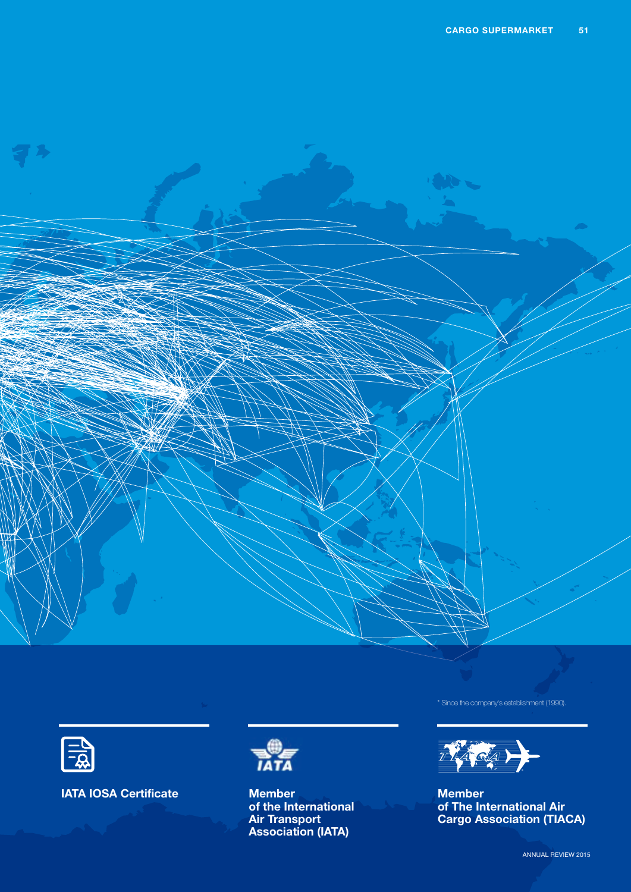\* Since the company's establishment (1990).

**IATA IOSA Certificate**

**Member of the International Air Transport Association (IATA)**

**Member of The International Air Cargo Association (TIACA)**